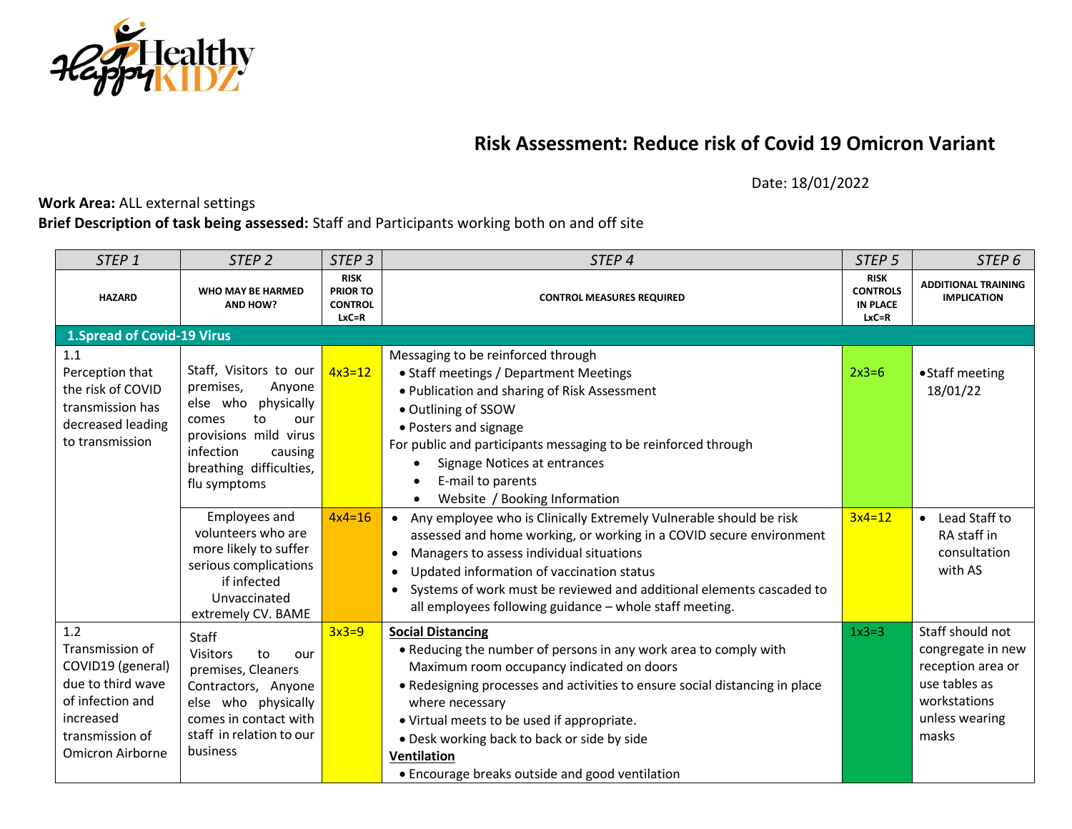# Risk Assessment: Reduce risk of Covid 19 Omicron Variant

Date: 18/01/2022

**Work Area:** ALL external settings

**Brief Description of task being assessed:** Staff and Participants working both on and off site

| *STEP 1* | *STEP 2* | *STEP 3* | *STEP 4* | *STEP 5* | *STEP 6* |
|---|---|---|---|---|---|
| **HAZARD** | **WHO MAY BE HARMED AND HOW?** | **RISK PRIOR TO CONTROL LxC=R** | **CONTROL MEASURES REQUIRED** | **RISK CONTROLS IN PLACE LxC=R** | **ADDITIONAL TRAINING IMPLICATION** |
| **1.Spread of Covid-19 Virus** | | | | | |
| 1.1 Perception that the risk of COVID transmission has decreased leading to transmission | Staff, Visitors to our premises, Anyone else who physically comes to our provisions mild virus infection causing breathing difficulties, flu symptoms | 4x3=12 | Messaging to be reinforced through<br>• Staff meetings / Department Meetings<br>• Publication and sharing of Risk Assessment<br>• Outlining of SSOW<br>• Posters and signage<br>For public and participants messaging to be reinforced through<br>• Signage Notices at entrances<br>• E-mail to parents<br>• Website / Booking Information | 2x3=6 | • Staff meeting 18/01/22 |
| | Employees and volunteers who are more likely to suffer serious complications if infected Unvaccinated extremely CV. BAME | 4x4=16 | • Any employee who is Clinically Extremely Vulnerable should be risk assessed and home working, or working in a COVID secure environment<br>• Managers to assess individual situations<br>• Updated information of vaccination status<br>• Systems of work must be reviewed and additional elements cascaded to all employees following guidance – whole staff meeting. | 3x4=12 | • Lead Staff to RA staff in consultation with AS |
| 1.2 Transmission of COVID19 (general) due to third wave of infection and increased transmission of Omicron Airborne | Staff<br>Visitors to our premises, Cleaners Contractors, Anyone else who physically comes in contact with staff in relation to our business | 3x3=9 | **Social Distancing**<br>• Reducing the number of persons in any work area to comply with Maximum room occupancy indicated on doors<br>• Redesigning processes and activities to ensure social distancing in place where necessary<br>• Virtual meets to be used if appropriate.<br>• Desk working back to back or side by side<br>**Ventilation**<br>• Encourage breaks outside and good ventilation | 1x3=3 | Staff should not congregate in new reception area or use tables as workstations unless wearing masks |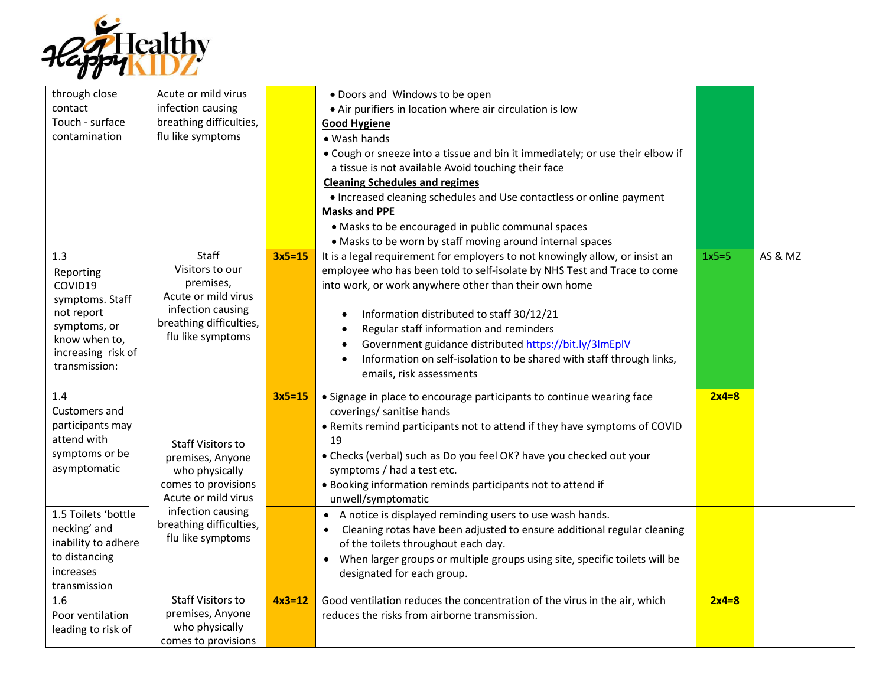| | | | | | |
|---|---|---|---|---|---|
| through close contact<br>Touch - surface contamination | Acute or mild virus infection causing breathing difficulties, flu like symptoms | | • Doors and Windows to be open<br>• Air purifiers in location where air circulation is low<br>**Good Hygiene**<br>• Wash hands<br>• Cough or sneeze into a tissue and bin it immediately; or use their elbow if a tissue is not available Avoid touching their face<br>**Cleaning Schedules and regimes**<br>• Increased cleaning schedules and Use contactless or online payment<br>**Masks and PPE**<br>• Masks to be encouraged in public communal spaces<br>• Masks to be worn by staff moving around internal spaces | | |
| 1.3<br>Reporting COVID19 symptoms. Staff not report symptoms, or know when to, increasing risk of transmission: | Staff<br>Visitors to our premises,<br>Acute or mild virus infection causing breathing difficulties, flu like symptoms | **3x5=15** | It is a legal requirement for employers to not knowingly allow, or insist an employee who has been told to self-isolate by NHS Test and Trace to come into work, or work anywhere other than their own home<br>• Information distributed to staff 30/12/21<br>• Regular staff information and reminders<br>• Government guidance distributed https://bit.ly/3lmEplV<br>• Information on self-isolation to be shared with staff through links, emails, risk assessments | 1x5=5 | AS & MZ |
| 1.4<br>Customers and participants may attend with symptoms or be asymptomatic | Staff Visitors to premises, Anyone who physically comes to provisions Acute or mild virus infection causing breathing difficulties, flu like symptoms | **3x5=15** | • Signage in place to encourage participants to continue wearing face coverings/ sanitise hands<br>• Remits remind participants not to attend if they have symptoms of COVID 19<br>• Checks (verbal) such as Do you feel OK? have you checked out your symptoms / had a test etc.<br>• Booking information reminds participants not to attend if unwell/symptomatic | **2x4=8** | |
| 1.5 Toilets 'bottle necking' and inability to adhere to distancing increases transmission | | | • A notice is displayed reminding users to use wash hands.<br>• Cleaning rotas have been adjusted to ensure additional regular cleaning of the toilets throughout each day.<br>• When larger groups or multiple groups using site, specific toilets will be designated for each group. | | |
| 1.6<br>Poor ventilation leading to risk of | Staff Visitors to premises, Anyone who physically comes to provisions | **4x3=12** | Good ventilation reduces the concentration of the virus in the air, which reduces the risks from airborne transmission. | **2x4=8** | |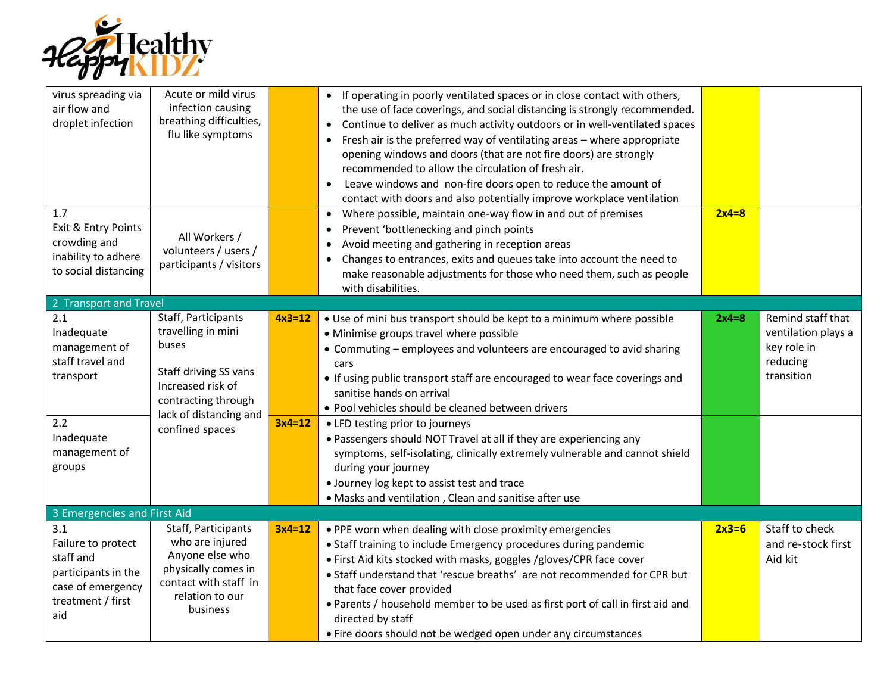| | | | | | |
|---|---|---|---|---|---|
| virus spreading via air flow and droplet infection | Acute or mild virus infection causing breathing difficulties, flu like symptoms | | • If operating in poorly ventilated spaces or in close contact with others, the use of face coverings, and social distancing is strongly recommended.<br>• Continue to deliver as much activity outdoors or in well-ventilated spaces<br>• Fresh air is the preferred way of ventilating areas – where appropriate opening windows and doors (that are not fire doors) are strongly recommended to allow the circulation of fresh air.<br>• Leave windows and non-fire doors open to reduce the amount of contact with doors and also potentially improve workplace ventilation | | |
| 1.7<br>Exit & Entry Points crowding and inability to adhere to social distancing | All Workers / volunteers / users / participants / visitors | | • Where possible, maintain one-way flow in and out of premises<br>• Prevent 'bottlenecking and pinch points<br>• Avoid meeting and gathering in reception areas<br>• Changes to entrances, exits and queues take into account the need to make reasonable adjustments for those who need them, such as people with disabilities. | **2x4=8** | |
| **2 Transport and Travel** | | | | | |
| 2.1<br>Inadequate management of staff travel and transport | Staff, Participants travelling in mini buses<br><br>Staff driving SS vans Increased risk of contracting through lack of distancing and confined spaces | **4x3=12** | • Use of mini bus transport should be kept to a minimum where possible<br>• Minimise groups travel where possible<br>• Commuting – employees and volunteers are encouraged to avid sharing cars<br>• If using public transport staff are encouraged to wear face coverings and sanitise hands on arrival<br>• Pool vehicles should be cleaned between drivers | **2x4=8** | Remind staff that ventilation plays a key role in reducing transition |
| 2.2<br>Inadequate management of groups | | **3x4=12** | • LFD testing prior to journeys<br>• Passengers should NOT Travel at all if they are experiencing any symptoms, self-isolating, clinically extremely vulnerable and cannot shield during your journey<br>• Journey log kept to assist test and trace<br>• Masks and ventilation , Clean and sanitise after use | | |
| **3 Emergencies and First Aid** | | | | | |
| 3.1<br>Failure to protect staff and participants in the case of emergency treatment / first aid | Staff, Participants who are injured Anyone else who physically comes in contact with staff in relation to our business | **3x4=12** | • PPE worn when dealing with close proximity emergencies<br>• Staff training to include Emergency procedures during pandemic<br>• First Aid kits stocked with masks, goggles /gloves/CPR face cover<br>• Staff understand that 'rescue breaths' are not recommended for CPR but that face cover provided<br>• Parents / household member to be used as first port of call in first aid and directed by staff<br>• Fire doors should not be wedged open under any circumstances | **2x3=6** | Staff to check and re-stock first Aid kit |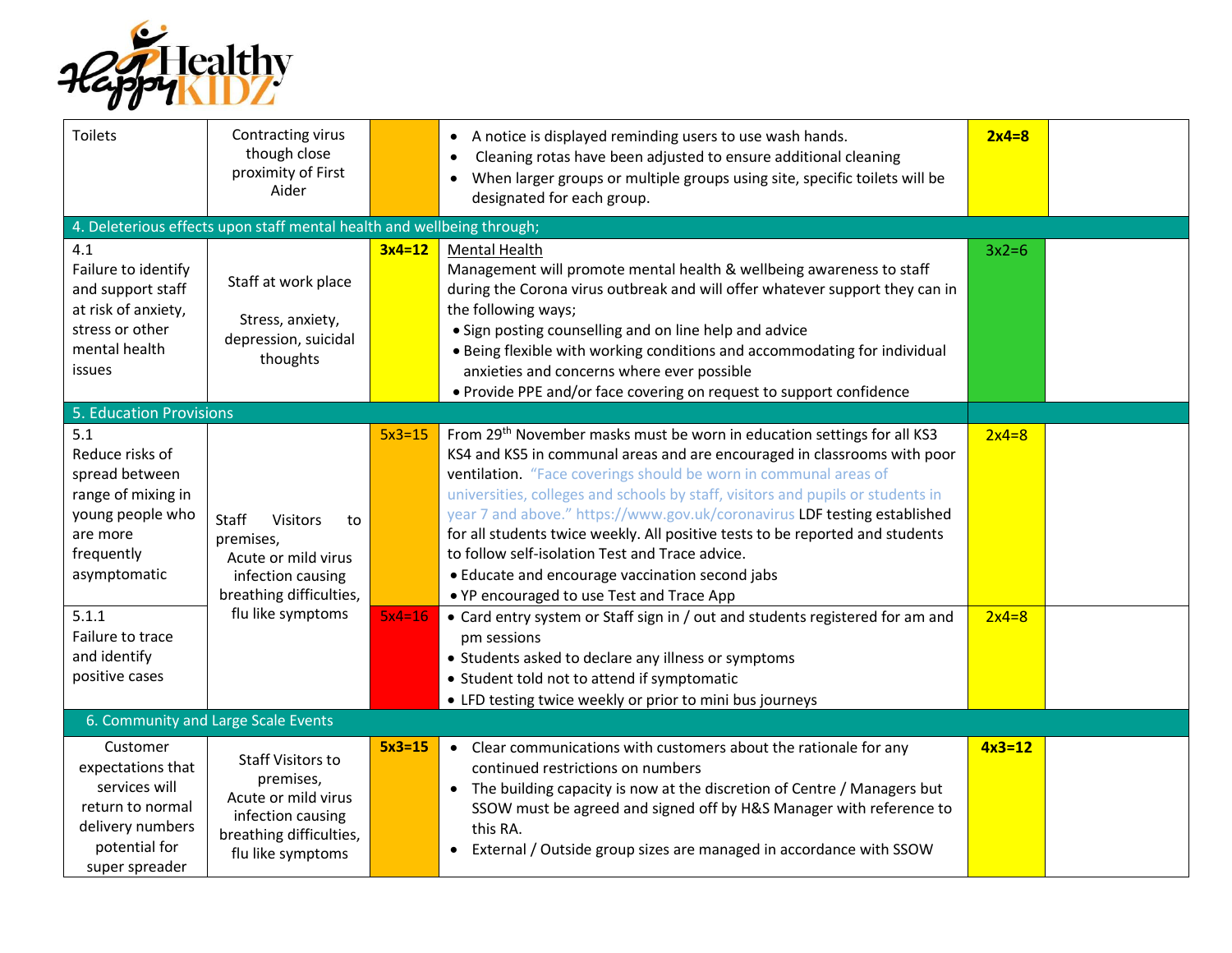| | | | | | |
|---|---|---|---|---|---|
| Toilets | Contracting virus though close proximity of First Aider | | • A notice is displayed reminding users to use wash hands.<br>• Cleaning rotas have been adjusted to ensure additional cleaning<br>• When larger groups or multiple groups using site, specific toilets will be designated for each group. | **2x4=8** | |
| 4. Deleterious effects upon staff mental health and wellbeing through; | | | | | |
| 4.1<br>Failure to identify and support staff at risk of anxiety, stress or other mental health issues | Staff at work place<br><br>Stress, anxiety, depression, suicidal thoughts | **3x4=12** | Mental Health<br>Management will promote mental health & wellbeing awareness to staff during the Corona virus outbreak and will offer whatever support they can in the following ways;<br>• Sign posting counselling and on line help and advice<br>• Being flexible with working conditions and accommodating for individual anxieties and concerns where ever possible<br>• Provide PPE and/or face covering on request to support confidence | 3x2=6 | |
| 5. Education Provisions | | | | | |
| 5.1<br>Reduce risks of spread between range of mixing in young people who are more frequently asymptomatic | Staff Visitors to premises,<br>Acute or mild virus infection causing breathing difficulties, flu like symptoms | 5x3=15 | From 29th November masks must be worn in education settings for all KS3 KS4 and KS5 in communal areas and are encouraged in classrooms with poor ventilation. "Face coverings should be worn in communal areas of universities, colleges and schools by staff, visitors and pupils or students in year 7 and above." https://www.gov.uk/coronavirus LDF testing established for all students twice weekly. All positive tests to be reported and students to follow self-isolation Test and Trace advice.<br>• Educate and encourage vaccination second jabs<br>• YP encouraged to use Test and Trace App | 2x4=8 | |
| 5.1.1<br>Failure to trace and identify positive cases | | 5x4=16 | • Card entry system or Staff sign in / out and students registered for am and pm sessions<br>• Students asked to declare any illness or symptoms<br>• Student told not to attend if symptomatic<br>• LFD testing twice weekly or prior to mini bus journeys | 2x4=8 | |
| 6. Community and Large Scale Events | | | | | |
| Customer expectations that services will return to normal delivery numbers potential for super spreader | Staff Visitors to premises,<br>Acute or mild virus infection causing breathing difficulties, flu like symptoms | **5x3=15** | • Clear communications with customers about the rationale for any continued restrictions on numbers<br>• The building capacity is now at the discretion of Centre / Managers but SSOW must be agreed and signed off by H&S Manager with reference to this RA.<br>• External / Outside group sizes are managed in accordance with SSOW | **4x3=12** | |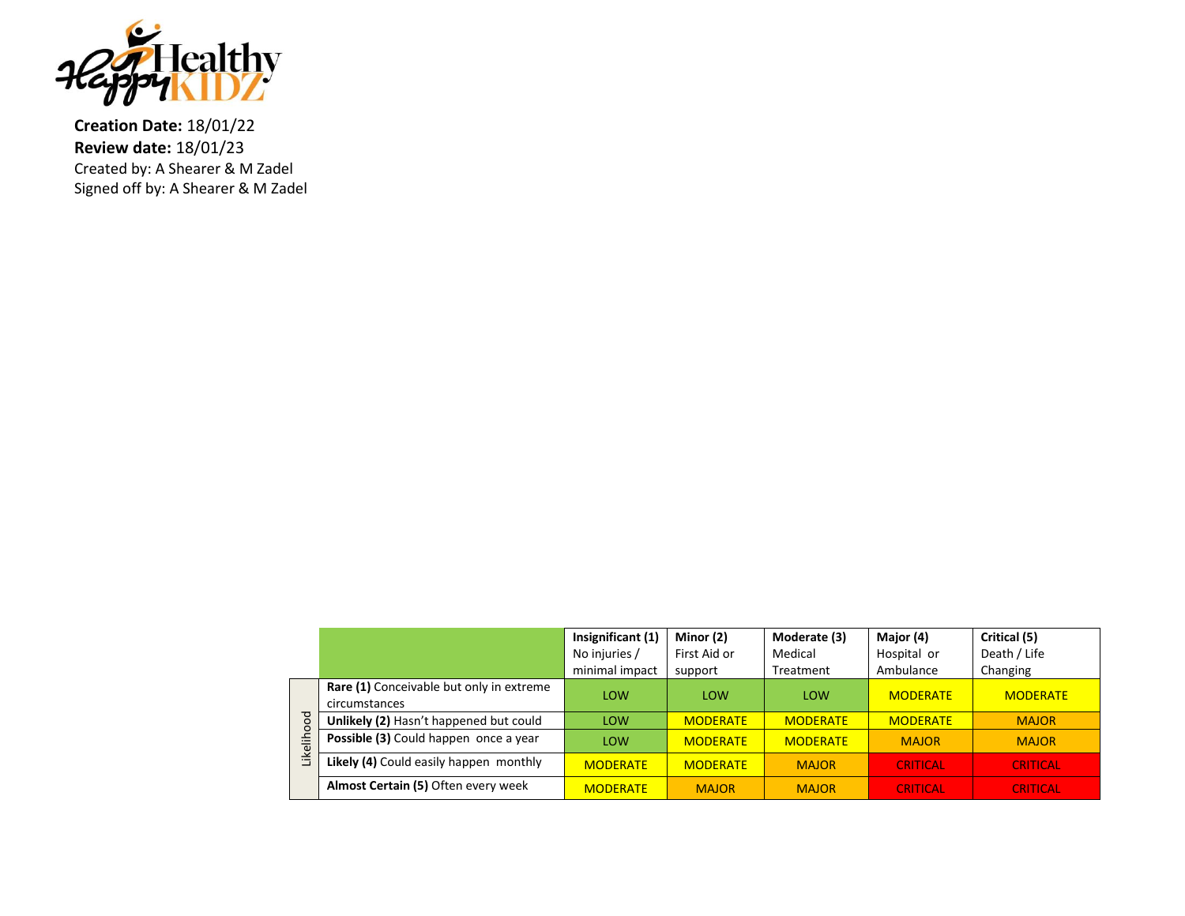**Creation Date:** 18/01/22
**Review date:** 18/01/23
Created by: A Shearer & M Zadel
Signed off by: A Shearer & M Zadel

| | | **Insignificant (1)** No injuries / minimal impact | **Minor (2)** First Aid or support | **Moderate (3)** Medical Treatment | **Major (4)** Hospital or Ambulance | **Critical (5)** Death / Life Changing |
|---|---|---|---|---|---|---|
| Likelihood | **Rare (1)** Conceivable but only in extreme circumstances | LOW | LOW | LOW | MODERATE | MODERATE |
| | **Unlikely (2)** Hasn't happened but could | LOW | MODERATE | MODERATE | MODERATE | MAJOR |
| | **Possible (3)** Could happen once a year | LOW | MODERATE | MODERATE | MAJOR | MAJOR |
| | **Likely (4)** Could easily happen monthly | MODERATE | MODERATE | MAJOR | CRITICAL | CRITICAL |
| | **Almost Certain (5)** Often every week | MODERATE | MAJOR | MAJOR | CRITICAL | CRITICAL |